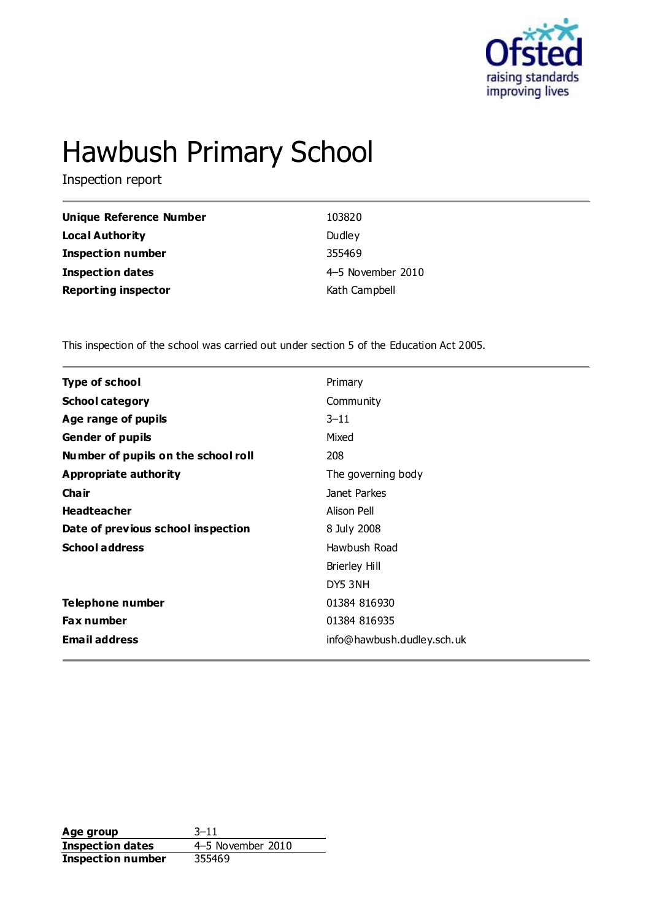# Hawbush Primary School

Inspection report

| | |
|---|---|
| **Unique Reference Number** | 103820 |
| **Local Authority** | Dudley |
| **Inspection number** | 355469 |
| **Inspection dates** | 4–5 November 2010 |
| **Reporting inspector** | Kath Campbell |

This inspection of the school was carried out under section 5 of the Education Act 2005.

| | |
|---|---|
| **Type of school** | Primary |
| **School category** | Community |
| **Age range of pupils** | 3–11 |
| **Gender of pupils** | Mixed |
| **Number of pupils on the school roll** | 208 |
| **Appropriate authority** | The governing body |
| **Chair** | Janet Parkes |
| **Headteacher** | Alison Pell |
| **Date of previous school inspection** | 8 July 2008 |
| **School address** | Hawbush Road<br>Brierley Hill<br>DY5 3NH |
| **Telephone number** | 01384 816930 |
| **Fax number** | 01384 816935 |
| **Email address** | info@hawbush.dudley.sch.uk |

| | |
|---|---|
| **Age group** | 3–11 |
| **Inspection dates** | 4–5 November 2010 |
| **Inspection number** | 355469 |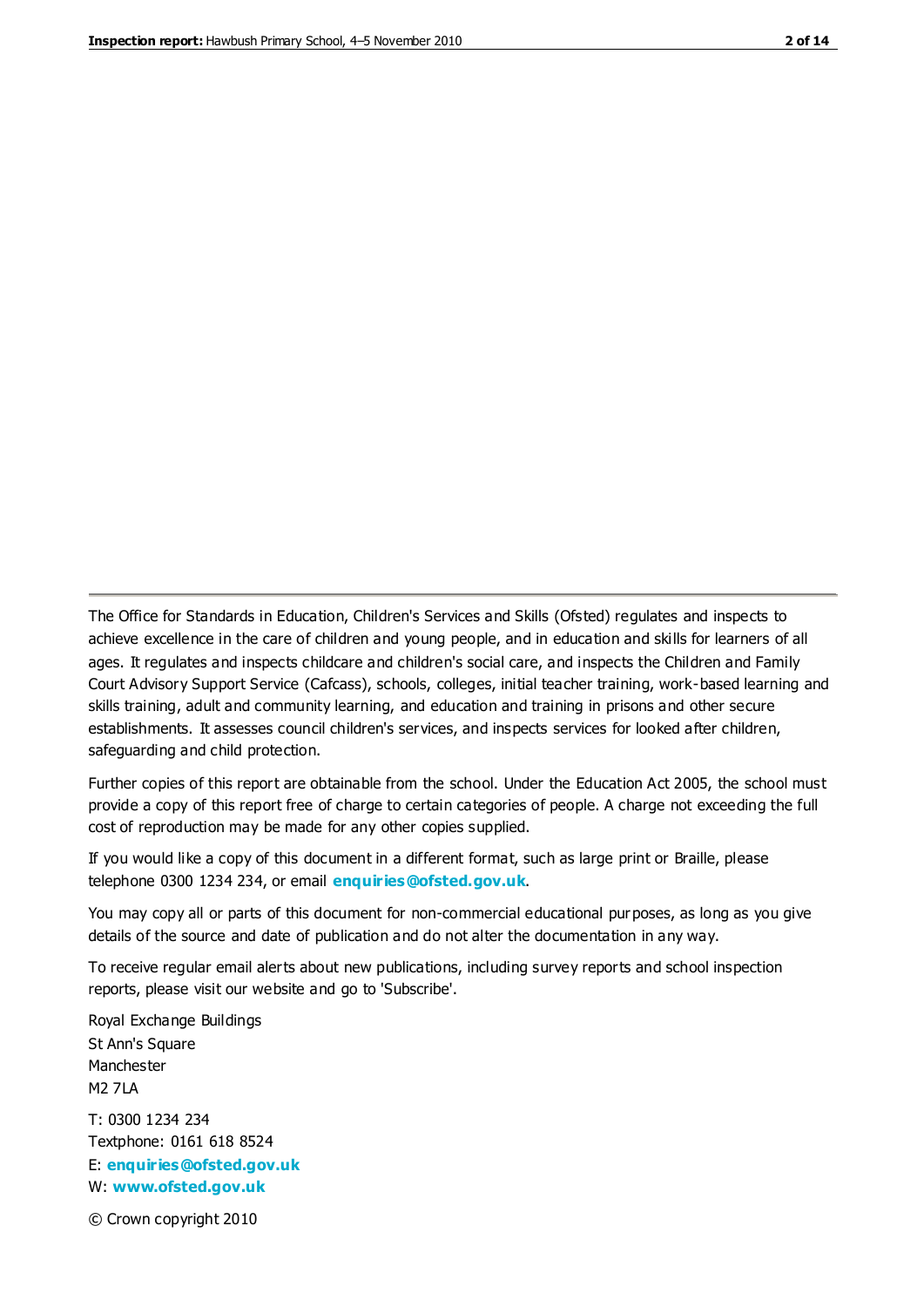The Office for Standards in Education, Children's Services and Skills (Ofsted) regulates and inspects to achieve excellence in the care of children and young people, and in education and skills for learners of all ages. It regulates and inspects childcare and children's social care, and inspects the Children and Family Court Advisory Support Service (Cafcass), schools, colleges, initial teacher training, work-based learning and skills training, adult and community learning, and education and training in prisons and other secure establishments. It assesses council children's services, and inspects services for looked after children, safeguarding and child protection.

Further copies of this report are obtainable from the school. Under the Education Act 2005, the school must provide a copy of this report free of charge to certain categories of people. A charge not exceeding the full cost of reproduction may be made for any other copies supplied.

If you would like a copy of this document in a different format, such as large print or Braille, please telephone 0300 1234 234, or email **enquiries@ofsted.gov.uk**.

You may copy all or parts of this document for non-commercial educational purposes, as long as you give details of the source and date of publication and do not alter the documentation in any way.

To receive regular email alerts about new publications, including survey reports and school inspection reports, please visit our website and go to 'Subscribe'.

Royal Exchange Buildings  
St Ann's Square  
Manchester  
M2 7LA

T: 0300 1234 234  
Textphone: 0161 618 8524  
E: **enquiries@ofsted.gov.uk**  
W: **www.ofsted.gov.uk**

© Crown copyright 2010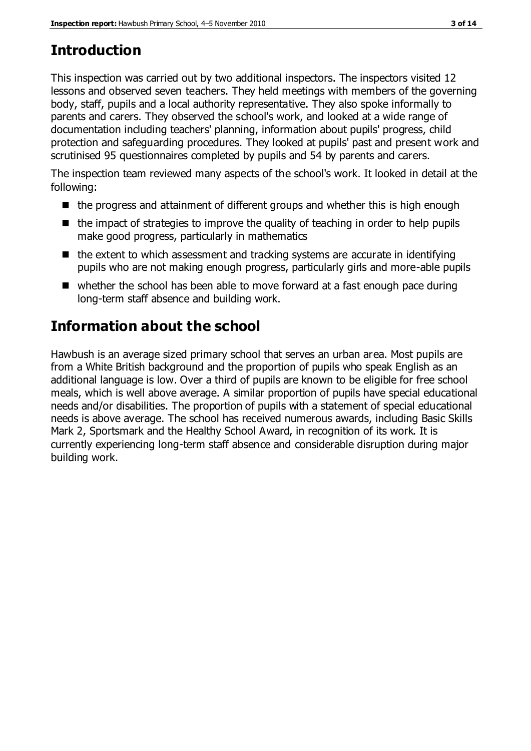# Introduction

This inspection was carried out by two additional inspectors. The inspectors visited 12 lessons and observed seven teachers. They held meetings with members of the governing body, staff, pupils and a local authority representative. They also spoke informally to parents and carers. They observed the school's work, and looked at a wide range of documentation including teachers' planning, information about pupils' progress, child protection and safeguarding procedures. They looked at pupils' past and present work and scrutinised 95 questionnaires completed by pupils and 54 by parents and carers.

The inspection team reviewed many aspects of the school's work. It looked in detail at the following:

- the progress and attainment of different groups and whether this is high enough
- the impact of strategies to improve the quality of teaching in order to help pupils make good progress, particularly in mathematics
- the extent to which assessment and tracking systems are accurate in identifying pupils who are not making enough progress, particularly girls and more-able pupils
- whether the school has been able to move forward at a fast enough pace during long-term staff absence and building work.

# Information about the school

Hawbush is an average sized primary school that serves an urban area. Most pupils are from a White British background and the proportion of pupils who speak English as an additional language is low. Over a third of pupils are known to be eligible for free school meals, which is well above average. A similar proportion of pupils have special educational needs and/or disabilities. The proportion of pupils with a statement of special educational needs is above average. The school has received numerous awards, including Basic Skills Mark 2, Sportsmark and the Healthy School Award, in recognition of its work. It is currently experiencing long-term staff absence and considerable disruption during major building work.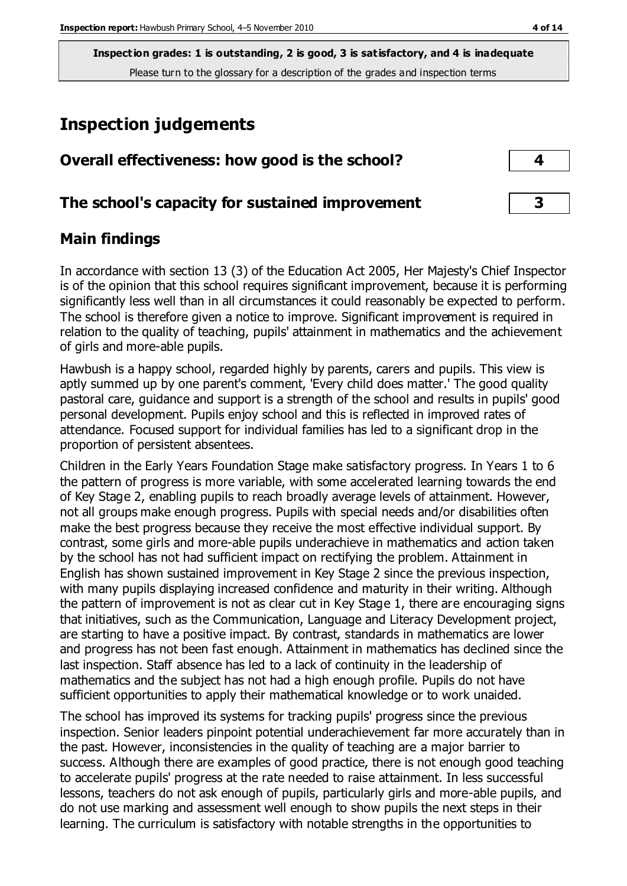**Inspection grades: 1 is outstanding, 2 is good, 3 is satisfactory, and 4 is inadequate**
Please turn to the glossary for a description of the grades and inspection terms

## Inspection judgements

| | |
|---|---|
| **Overall effectiveness: how good is the school?** | **4** |
| **The school's capacity for sustained improvement** | **3** |

### Main findings

In accordance with section 13 (3) of the Education Act 2005, Her Majesty's Chief Inspector is of the opinion that this school requires significant improvement, because it is performing significantly less well than in all circumstances it could reasonably be expected to perform. The school is therefore given a notice to improve. Significant improvement is required in relation to the quality of teaching, pupils' attainment in mathematics and the achievement of girls and more-able pupils.

Hawbush is a happy school, regarded highly by parents, carers and pupils. This view is aptly summed up by one parent's comment, 'Every child does matter.' The good quality pastoral care, guidance and support is a strength of the school and results in pupils' good personal development. Pupils enjoy school and this is reflected in improved rates of attendance. Focused support for individual families has led to a significant drop in the proportion of persistent absentees.

Children in the Early Years Foundation Stage make satisfactory progress. In Years 1 to 6 the pattern of progress is more variable, with some accelerated learning towards the end of Key Stage 2, enabling pupils to reach broadly average levels of attainment. However, not all groups make enough progress. Pupils with special needs and/or disabilities often make the best progress because they receive the most effective individual support. By contrast, some girls and more-able pupils underachieve in mathematics and action taken by the school has not had sufficient impact on rectifying the problem. Attainment in English has shown sustained improvement in Key Stage 2 since the previous inspection, with many pupils displaying increased confidence and maturity in their writing. Although the pattern of improvement is not as clear cut in Key Stage 1, there are encouraging signs that initiatives, such as the Communication, Language and Literacy Development project, are starting to have a positive impact. By contrast, standards in mathematics are lower and progress has not been fast enough. Attainment in mathematics has declined since the last inspection. Staff absence has led to a lack of continuity in the leadership of mathematics and the subject has not had a high enough profile. Pupils do not have sufficient opportunities to apply their mathematical knowledge or to work unaided.

The school has improved its systems for tracking pupils' progress since the previous inspection. Senior leaders pinpoint potential underachievement far more accurately than in the past. However, inconsistencies in the quality of teaching are a major barrier to success. Although there are examples of good practice, there is not enough good teaching to accelerate pupils' progress at the rate needed to raise attainment. In less successful lessons, teachers do not ask enough of pupils, particularly girls and more-able pupils, and do not use marking and assessment well enough to show pupils the next steps in their learning. The curriculum is satisfactory with notable strengths in the opportunities to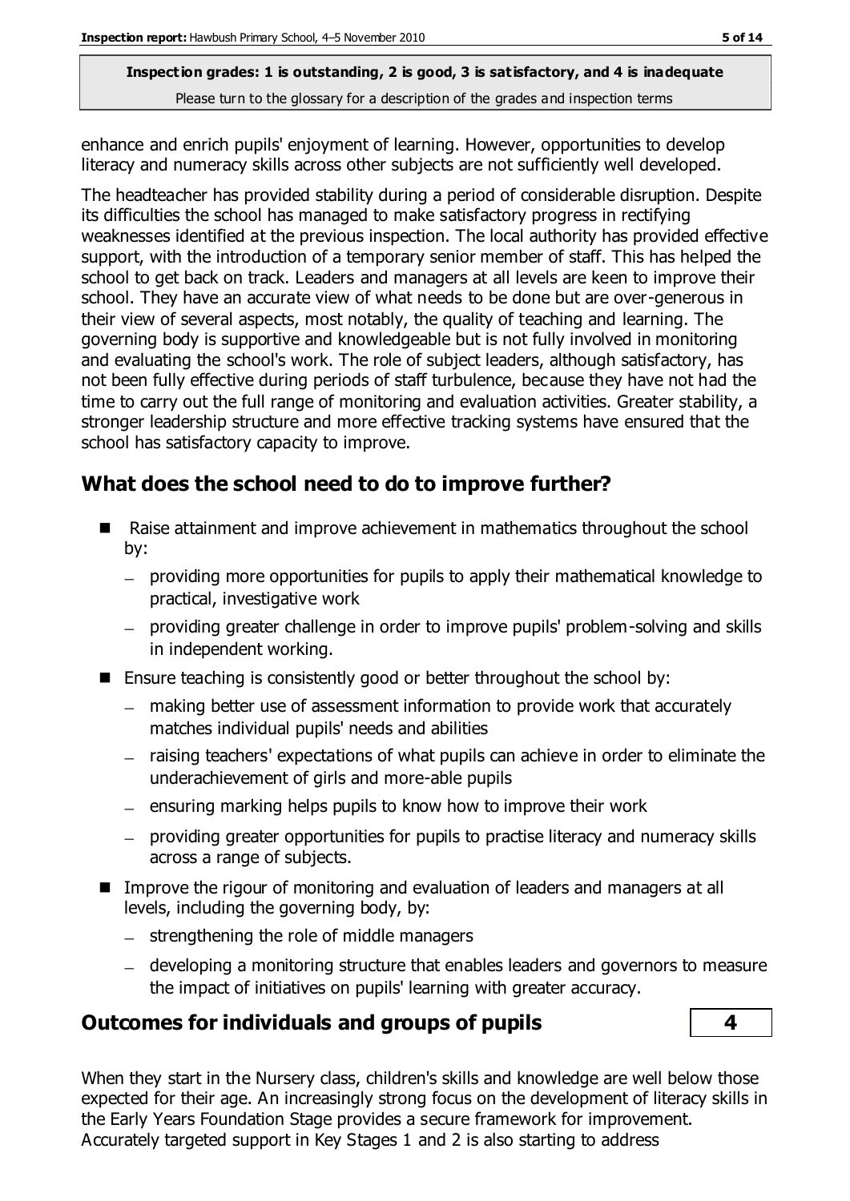enhance and enrich pupils' enjoyment of learning. However, opportunities to develop literacy and numeracy skills across other subjects are not sufficiently well developed.

The headteacher has provided stability during a period of considerable disruption. Despite its difficulties the school has managed to make satisfactory progress in rectifying weaknesses identified at the previous inspection. The local authority has provided effective support, with the introduction of a temporary senior member of staff. This has helped the school to get back on track. Leaders and managers at all levels are keen to improve their school. They have an accurate view of what needs to be done but are over-generous in their view of several aspects, most notably, the quality of teaching and learning. The governing body is supportive and knowledgeable but is not fully involved in monitoring and evaluating the school's work. The role of subject leaders, although satisfactory, has not been fully effective during periods of staff turbulence, because they have not had the time to carry out the full range of monitoring and evaluation activities. Greater stability, a stronger leadership structure and more effective tracking systems have ensured that the school has satisfactory capacity to improve.

## What does the school need to do to improve further?

- Raise attainment and improve achievement in mathematics throughout the school by:
  - providing more opportunities for pupils to apply their mathematical knowledge to practical, investigative work
  - providing greater challenge in order to improve pupils' problem-solving and skills in independent working.
- Ensure teaching is consistently good or better throughout the school by:
  - making better use of assessment information to provide work that accurately matches individual pupils' needs and abilities
  - raising teachers' expectations of what pupils can achieve in order to eliminate the underachievement of girls and more-able pupils
  - ensuring marking helps pupils to know how to improve their work
  - providing greater opportunities for pupils to practise literacy and numeracy skills across a range of subjects.
- Improve the rigour of monitoring and evaluation of leaders and managers at all levels, including the governing body, by:
  - strengthening the role of middle managers
  - developing a monitoring structure that enables leaders and governors to measure the impact of initiatives on pupils' learning with greater accuracy.

## Outcomes for individuals and groups of pupils — 4

When they start in the Nursery class, children's skills and knowledge are well below those expected for their age. An increasingly strong focus on the development of literacy skills in the Early Years Foundation Stage provides a secure framework for improvement. Accurately targeted support in Key Stages 1 and 2 is also starting to address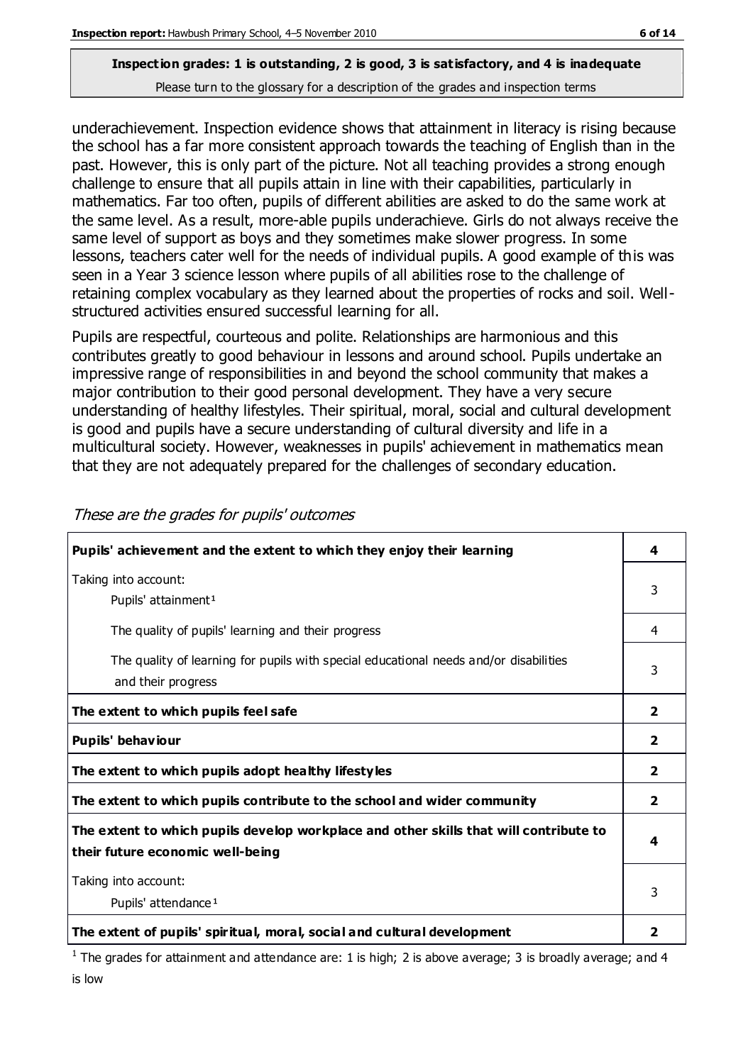**Inspection grades: 1 is outstanding, 2 is good, 3 is satisfactory, and 4 is inadequate**
Please turn to the glossary for a description of the grades and inspection terms

underachievement. Inspection evidence shows that attainment in literacy is rising because the school has a far more consistent approach towards the teaching of English than in the past. However, this is only part of the picture. Not all teaching provides a strong enough challenge to ensure that all pupils attain in line with their capabilities, particularly in mathematics. Far too often, pupils of different abilities are asked to do the same work at the same level. As a result, more-able pupils underachieve. Girls do not always receive the same level of support as boys and they sometimes make slower progress. In some lessons, teachers cater well for the needs of individual pupils. A good example of this was seen in a Year 3 science lesson where pupils of all abilities rose to the challenge of retaining complex vocabulary as they learned about the properties of rocks and soil. Well-structured activities ensured successful learning for all.

Pupils are respectful, courteous and polite. Relationships are harmonious and this contributes greatly to good behaviour in lessons and around school. Pupils undertake an impressive range of responsibilities in and beyond the school community that makes a major contribution to their good personal development. They have a very secure understanding of healthy lifestyles. Their spiritual, moral, social and cultural development is good and pupils have a secure understanding of cultural diversity and life in a multicultural society. However, weaknesses in pupils' achievement in mathematics mean that they are not adequately prepared for the challenges of secondary education.

*These are the grades for pupils' outcomes*

| | |
|---|---|
| **Pupils' achievement and the extent to which they enjoy their learning** | **4** |
| Taking into account: Pupils' attainment[1] | 3 |
| The quality of pupils' learning and their progress | 4 |
| The quality of learning for pupils with special educational needs and/or disabilities and their progress | 3 |
| **The extent to which pupils feel safe** | **2** |
| **Pupils' behaviour** | **2** |
| **The extent to which pupils adopt healthy lifestyles** | **2** |
| **The extent to which pupils contribute to the school and wider community** | **2** |
| **The extent to which pupils develop workplace and other skills that will contribute to their future economic well-being** | **4** |
| Taking into account: Pupils' attendance[1] | 3 |
| **The extent of pupils' spiritual, moral, social and cultural development** | **2** |

[1] The grades for attainment and attendance are: 1 is high; 2 is above average; 3 is broadly average; and 4 is low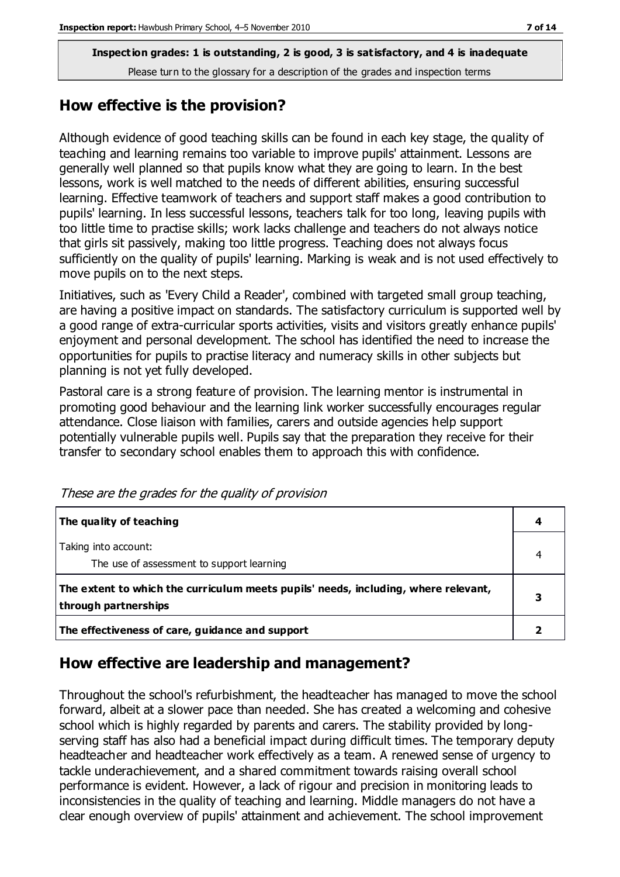**Inspection grades: 1 is outstanding, 2 is good, 3 is satisfactory, and 4 is inadequate**
Please turn to the glossary for a description of the grades and inspection terms

## How effective is the provision?

Although evidence of good teaching skills can be found in each key stage, the quality of teaching and learning remains too variable to improve pupils' attainment. Lessons are generally well planned so that pupils know what they are going to learn. In the best lessons, work is well matched to the needs of different abilities, ensuring successful learning. Effective teamwork of teachers and support staff makes a good contribution to pupils' learning. In less successful lessons, teachers talk for too long, leaving pupils with too little time to practise skills; work lacks challenge and teachers do not always notice that girls sit passively, making too little progress. Teaching does not always focus sufficiently on the quality of pupils' learning. Marking is weak and is not used effectively to move pupils on to the next steps.

Initiatives, such as 'Every Child a Reader', combined with targeted small group teaching, are having a positive impact on standards. The satisfactory curriculum is supported well by a good range of extra-curricular sports activities, visits and visitors greatly enhance pupils' enjoyment and personal development. The school has identified the need to increase the opportunities for pupils to practise literacy and numeracy skills in other subjects but planning is not yet fully developed.

Pastoral care is a strong feature of provision. The learning mentor is instrumental in promoting good behaviour and the learning link worker successfully encourages regular attendance. Close liaison with families, carers and outside agencies help support potentially vulnerable pupils well. Pupils say that the preparation they receive for their transfer to secondary school enables them to approach this with confidence.

*These are the grades for the quality of provision*

| | |
|---|---|
| **The quality of teaching** | **4** |
| Taking into account:<br>The use of assessment to support learning | 4 |
| **The extent to which the curriculum meets pupils' needs, including, where relevant, through partnerships** | **3** |
| **The effectiveness of care, guidance and support** | **2** |

## How effective are leadership and management?

Throughout the school's refurbishment, the headteacher has managed to move the school forward, albeit at a slower pace than needed. She has created a welcoming and cohesive school which is highly regarded by parents and carers. The stability provided by long-serving staff has also had a beneficial impact during difficult times. The temporary deputy headteacher and headteacher work effectively as a team. A renewed sense of urgency to tackle underachievement, and a shared commitment towards raising overall school performance is evident. However, a lack of rigour and precision in monitoring leads to inconsistencies in the quality of teaching and learning. Middle managers do not have a clear enough overview of pupils' attainment and achievement. The school improvement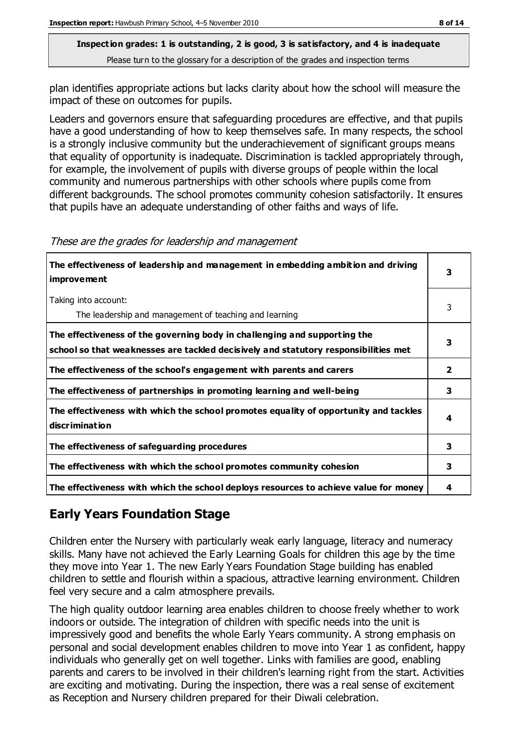plan identifies appropriate actions but lacks clarity about how the school will measure the impact of these on outcomes for pupils.

Leaders and governors ensure that safeguarding procedures are effective, and that pupils have a good understanding of how to keep themselves safe. In many respects, the school is a strongly inclusive community but the underachievement of significant groups means that equality of opportunity is inadequate. Discrimination is tackled appropriately through, for example, the involvement of pupils with diverse groups of people within the local community and numerous partnerships with other schools where pupils come from different backgrounds. The school promotes community cohesion satisfactorily. It ensures that pupils have an adequate understanding of other faiths and ways of life.

*These are the grades for leadership and management*

| | |
|---|---|
| **The effectiveness of leadership and management in embedding ambition and driving improvement** | **3** |
| Taking into account:<br>The leadership and management of teaching and learning | 3 |
| **The effectiveness of the governing body in challenging and supporting the school so that weaknesses are tackled decisively and statutory responsibilities met** | **3** |
| **The effectiveness of the school's engagement with parents and carers** | **2** |
| **The effectiveness of partnerships in promoting learning and well-being** | **3** |
| **The effectiveness with which the school promotes equality of opportunity and tackles discrimination** | **4** |
| **The effectiveness of safeguarding procedures** | **3** |
| **The effectiveness with which the school promotes community cohesion** | **3** |
| **The effectiveness with which the school deploys resources to achieve value for money** | **4** |

## Early Years Foundation Stage

Children enter the Nursery with particularly weak early language, literacy and numeracy skills. Many have not achieved the Early Learning Goals for children this age by the time they move into Year 1. The new Early Years Foundation Stage building has enabled children to settle and flourish within a spacious, attractive learning environment. Children feel very secure and a calm atmosphere prevails.

The high quality outdoor learning area enables children to choose freely whether to work indoors or outside. The integration of children with specific needs into the unit is impressively good and benefits the whole Early Years community. A strong emphasis on personal and social development enables children to move into Year 1 as confident, happy individuals who generally get on well together. Links with families are good, enabling parents and carers to be involved in their children's learning right from the start. Activities are exciting and motivating. During the inspection, there was a real sense of excitement as Reception and Nursery children prepared for their Diwali celebration.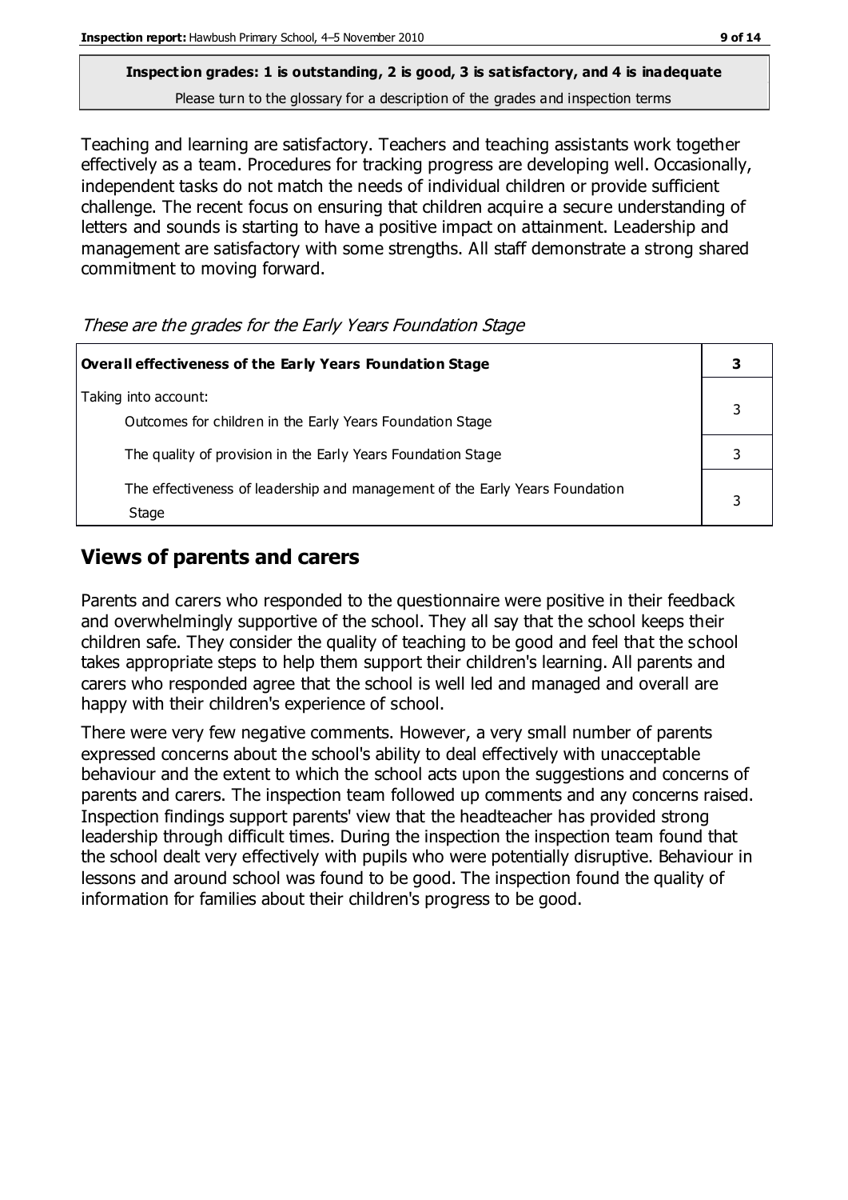**Inspection grades: 1 is outstanding, 2 is good, 3 is satisfactory, and 4 is inadequate**

Please turn to the glossary for a description of the grades and inspection terms

Teaching and learning are satisfactory. Teachers and teaching assistants work together effectively as a team. Procedures for tracking progress are developing well. Occasionally, independent tasks do not match the needs of individual children or provide sufficient challenge. The recent focus on ensuring that children acquire a secure understanding of letters and sounds is starting to have a positive impact on attainment. Leadership and management are satisfactory with some strengths. All staff demonstrate a strong shared commitment to moving forward.

*These are the grades for the Early Years Foundation Stage*

| **Overall effectiveness of the Early Years Foundation Stage** | **3** |
|---|---|
| Taking into account:<br>Outcomes for children in the Early Years Foundation Stage | 3 |
| The quality of provision in the Early Years Foundation Stage | 3 |
| The effectiveness of leadership and management of the Early Years Foundation Stage | 3 |

## Views of parents and carers

Parents and carers who responded to the questionnaire were positive in their feedback and overwhelmingly supportive of the school. They all say that the school keeps their children safe. They consider the quality of teaching to be good and feel that the school takes appropriate steps to help them support their children's learning. All parents and carers who responded agree that the school is well led and managed and overall are happy with their children's experience of school.

There were very few negative comments. However, a very small number of parents expressed concerns about the school's ability to deal effectively with unacceptable behaviour and the extent to which the school acts upon the suggestions and concerns of parents and carers. The inspection team followed up comments and any concerns raised. Inspection findings support parents' view that the headteacher has provided strong leadership through difficult times. During the inspection the inspection team found that the school dealt very effectively with pupils who were potentially disruptive. Behaviour in lessons and around school was found to be good. The inspection found the quality of information for families about their children's progress to be good.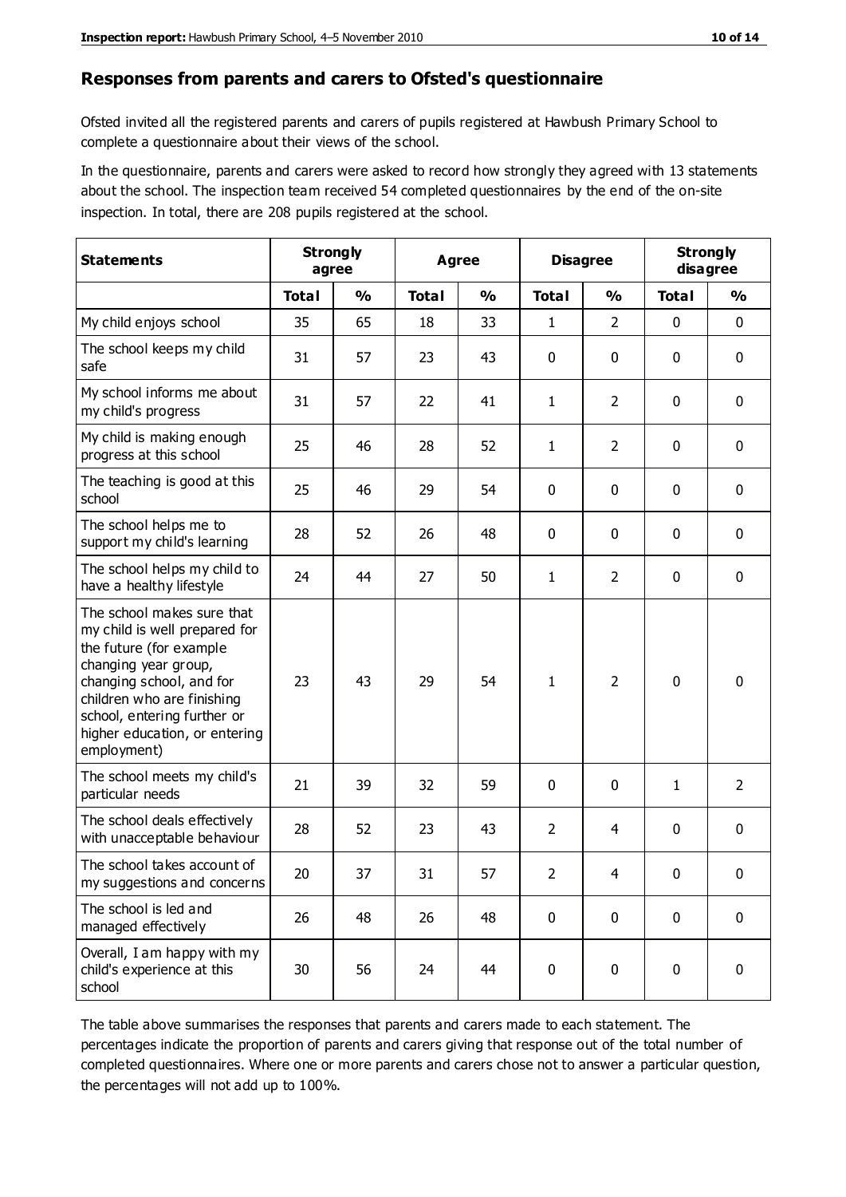## Responses from parents and carers to Ofsted's questionnaire

Ofsted invited all the registered parents and carers of pupils registered at Hawbush Primary School to complete a questionnaire about their views of the school.

In the questionnaire, parents and carers were asked to record how strongly they agreed with 13 statements about the school. The inspection team received 54 completed questionnaires by the end of the on-site inspection. In total, there are 208 pupils registered at the school.

| Statements | Strongly agree | | Agree | | Disagree | | Strongly disagree | |
|---|---|---|---|---|---|---|---|---|
| | Total | % | Total | % | Total | % | Total | % |
| My child enjoys school | 35 | 65 | 18 | 33 | 1 | 2 | 0 | 0 |
| The school keeps my child safe | 31 | 57 | 23 | 43 | 0 | 0 | 0 | 0 |
| My school informs me about my child's progress | 31 | 57 | 22 | 41 | 1 | 2 | 0 | 0 |
| My child is making enough progress at this school | 25 | 46 | 28 | 52 | 1 | 2 | 0 | 0 |
| The teaching is good at this school | 25 | 46 | 29 | 54 | 0 | 0 | 0 | 0 |
| The school helps me to support my child's learning | 28 | 52 | 26 | 48 | 0 | 0 | 0 | 0 |
| The school helps my child to have a healthy lifestyle | 24 | 44 | 27 | 50 | 1 | 2 | 0 | 0 |
| The school makes sure that my child is well prepared for the future (for example changing year group, changing school, and for children who are finishing school, entering further or higher education, or entering employment) | 23 | 43 | 29 | 54 | 1 | 2 | 0 | 0 |
| The school meets my child's particular needs | 21 | 39 | 32 | 59 | 0 | 0 | 1 | 2 |
| The school deals effectively with unacceptable behaviour | 28 | 52 | 23 | 43 | 2 | 4 | 0 | 0 |
| The school takes account of my suggestions and concerns | 20 | 37 | 31 | 57 | 2 | 4 | 0 | 0 |
| The school is led and managed effectively | 26 | 48 | 26 | 48 | 0 | 0 | 0 | 0 |
| Overall, I am happy with my child's experience at this school | 30 | 56 | 24 | 44 | 0 | 0 | 0 | 0 |

The table above summarises the responses that parents and carers made to each statement. The percentages indicate the proportion of parents and carers giving that response out of the total number of completed questionnaires. Where one or more parents and carers chose not to answer a particular question, the percentages will not add up to 100%.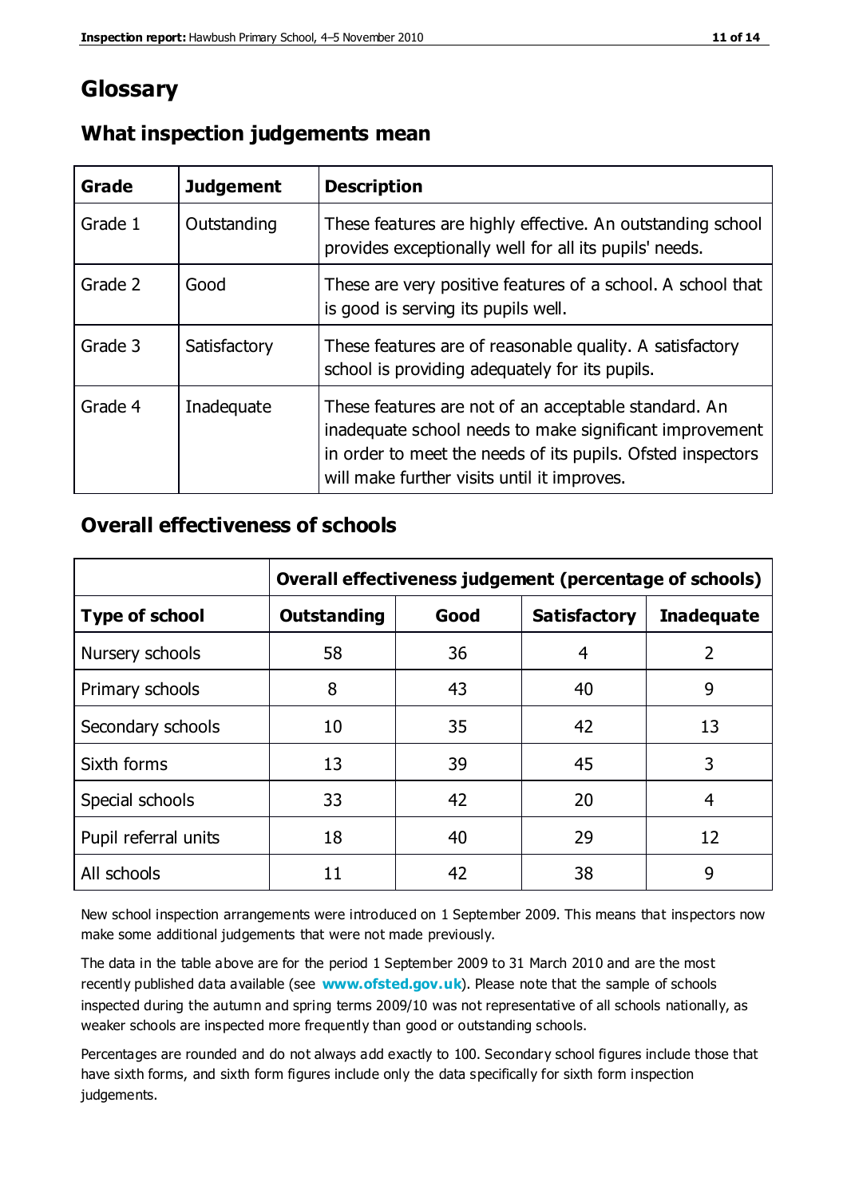# Glossary

## What inspection judgements mean

| Grade | Judgement | Description |
|---|---|---|
| Grade 1 | Outstanding | These features are highly effective. An outstanding school provides exceptionally well for all its pupils' needs. |
| Grade 2 | Good | These are very positive features of a school. A school that is good is serving its pupils well. |
| Grade 3 | Satisfactory | These features are of reasonable quality. A satisfactory school is providing adequately for its pupils. |
| Grade 4 | Inadequate | These features are not of an acceptable standard. An inadequate school needs to make significant improvement in order to meet the needs of its pupils. Ofsted inspectors will make further visits until it improves. |

## Overall effectiveness of schools

| | Overall effectiveness judgement (percentage of schools) | | | |
|---|---|---|---|---|
| **Type of school** | **Outstanding** | **Good** | **Satisfactory** | **Inadequate** |
| Nursery schools | 58 | 36 | 4 | 2 |
| Primary schools | 8 | 43 | 40 | 9 |
| Secondary schools | 10 | 35 | 42 | 13 |
| Sixth forms | 13 | 39 | 45 | 3 |
| Special schools | 33 | 42 | 20 | 4 |
| Pupil referral units | 18 | 40 | 29 | 12 |
| All schools | 11 | 42 | 38 | 9 |

New school inspection arrangements were introduced on 1 September 2009. This means that inspectors now make some additional judgements that were not made previously.

The data in the table above are for the period 1 September 2009 to 31 March 2010 and are the most recently published data available (see **www.ofsted.gov.uk**). Please note that the sample of schools inspected during the autumn and spring terms 2009/10 was not representative of all schools nationally, as weaker schools are inspected more frequently than good or outstanding schools.

Percentages are rounded and do not always add exactly to 100. Secondary school figures include those that have sixth forms, and sixth form figures include only the data specifically for sixth form inspection judgements.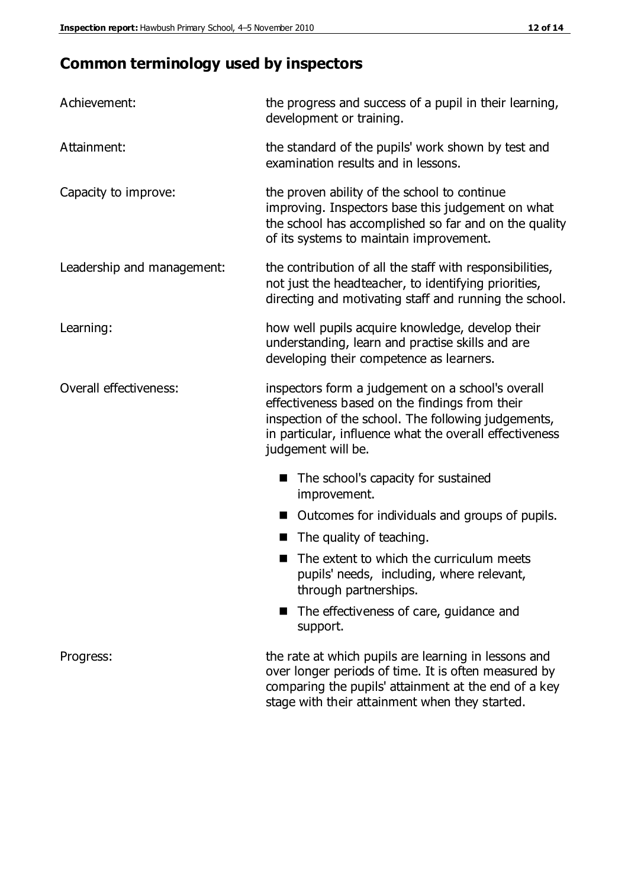## Common terminology used by inspectors

| | |
|---|---|
| Achievement: | the progress and success of a pupil in their learning, development or training. |
| Attainment: | the standard of the pupils' work shown by test and examination results and in lessons. |
| Capacity to improve: | the proven ability of the school to continue improving. Inspectors base this judgement on what the school has accomplished so far and on the quality of its systems to maintain improvement. |
| Leadership and management: | the contribution of all the staff with responsibilities, not just the headteacher, to identifying priorities, directing and motivating staff and running the school. |
| Learning: | how well pupils acquire knowledge, develop their understanding, learn and practise skills and are developing their competence as learners. |
| Overall effectiveness: | inspectors form a judgement on a school's overall effectiveness based on the findings from their inspection of the school. The following judgements, in particular, influence what the overall effectiveness judgement will be. |

- The school's capacity for sustained improvement.
- Outcomes for individuals and groups of pupils.
- The quality of teaching.
- The extent to which the curriculum meets pupils' needs, including, where relevant, through partnerships.
- The effectiveness of care, guidance and support.

| | |
|---|---|
| Progress: | the rate at which pupils are learning in lessons and over longer periods of time. It is often measured by comparing the pupils' attainment at the end of a key stage with their attainment when they started. |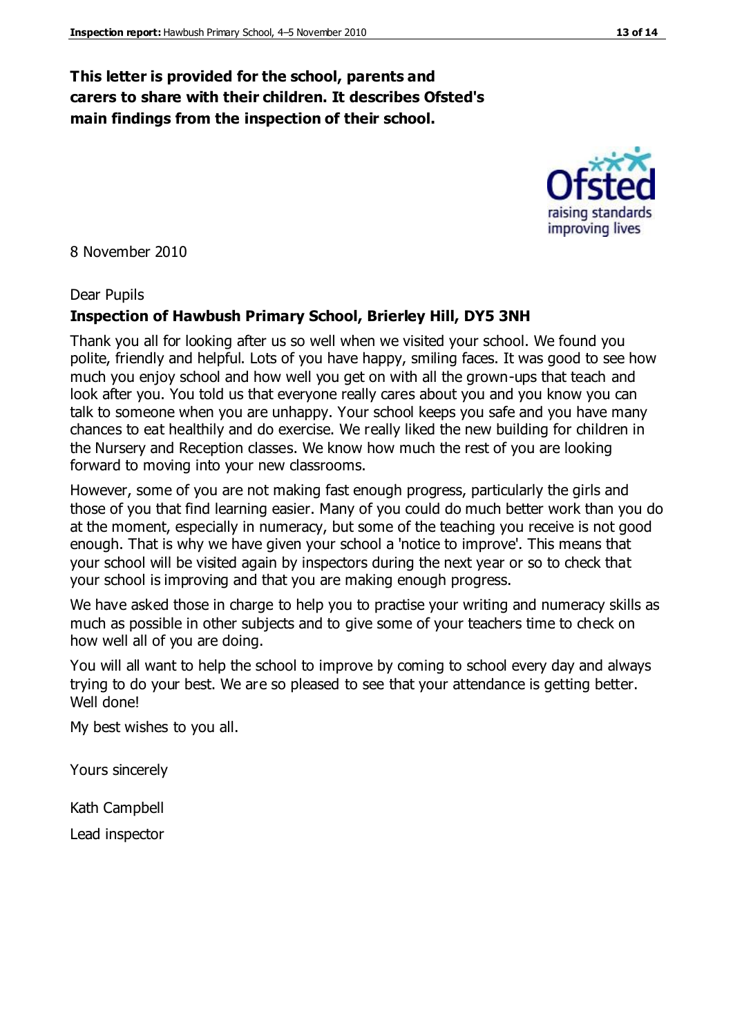**This letter is provided for the school, parents and carers to share with their children. It describes Ofsted's main findings from the inspection of their school.**

8 November 2010

Dear Pupils

**Inspection of Hawbush Primary School, Brierley Hill, DY5 3NH**

Thank you all for looking after us so well when we visited your school. We found you polite, friendly and helpful. Lots of you have happy, smiling faces. It was good to see how much you enjoy school and how well you get on with all the grown-ups that teach and look after you. You told us that everyone really cares about you and you know you can talk to someone when you are unhappy. Your school keeps you safe and you have many chances to eat healthily and do exercise. We really liked the new building for children in the Nursery and Reception classes. We know how much the rest of you are looking forward to moving into your new classrooms.

However, some of you are not making fast enough progress, particularly the girls and those of you that find learning easier. Many of you could do much better work than you do at the moment, especially in numeracy, but some of the teaching you receive is not good enough. That is why we have given your school a 'notice to improve'. This means that your school will be visited again by inspectors during the next year or so to check that your school is improving and that you are making enough progress.

We have asked those in charge to help you to practise your writing and numeracy skills as much as possible in other subjects and to give some of your teachers time to check on how well all of you are doing.

You will all want to help the school to improve by coming to school every day and always trying to do your best. We are so pleased to see that your attendance is getting better. Well done!

My best wishes to you all.

Yours sincerely

Kath Campbell

Lead inspector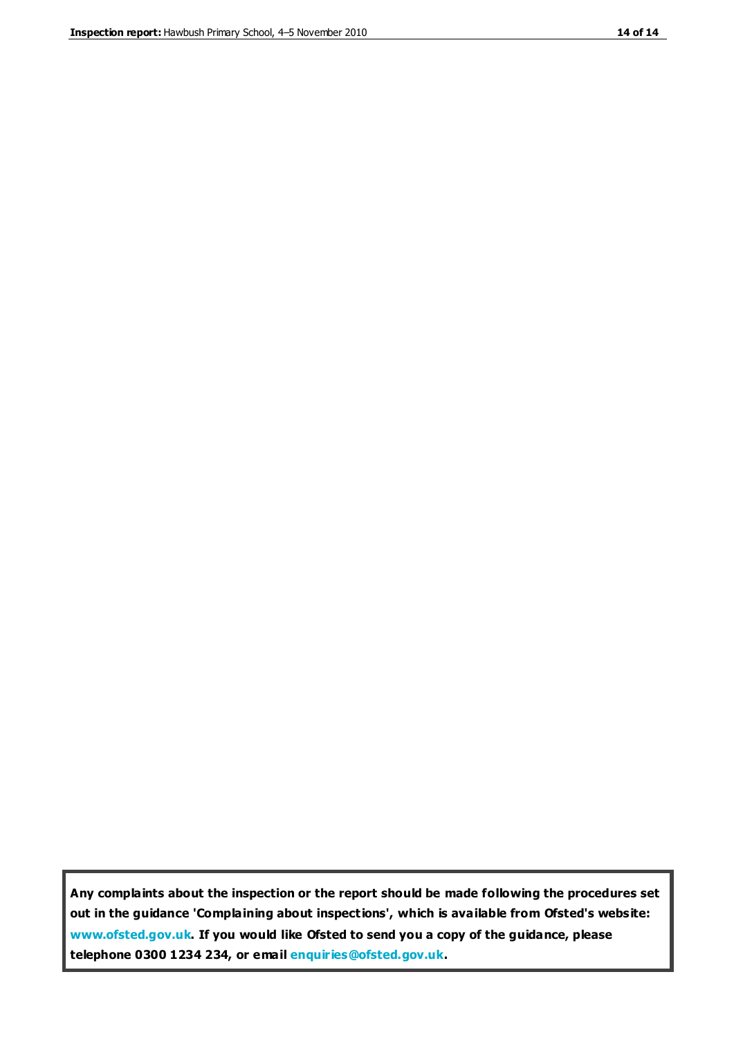**Any complaints about the inspection or the report should be made following the procedures set out in the guidance 'Complaining about inspections', which is available from Ofsted's website: www.ofsted.gov.uk. If you would like Ofsted to send you a copy of the guidance, please telephone 0300 1234 234, or email enquiries@ofsted.gov.uk.**